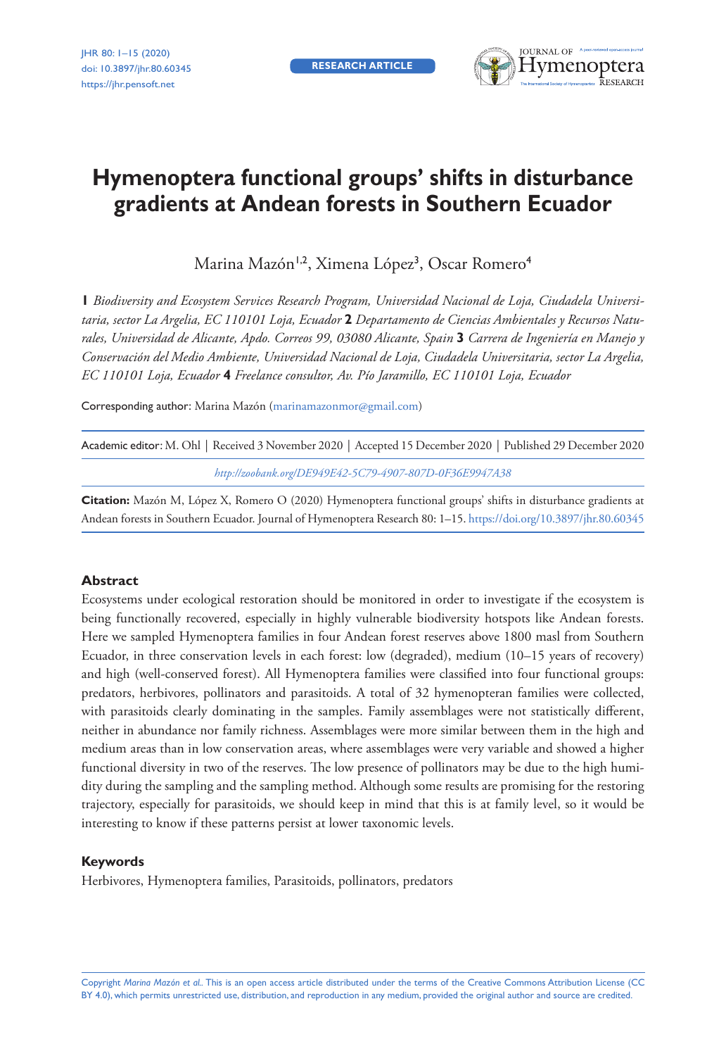RESEARCH ARTICLE

# Hymenoptera functional groups' shifts in disturbance gradients at Andean forests in Southern Ecuador

Marina Mazón[1,2], Ximena López[3], Oscar Romero[4]

**1** *Biodiversity and Ecosystem Services Research Program, Universidad Nacional de Loja, Ciudadela Universitaria, sector La Argelia, EC 110101 Loja, Ecuador* **2** *Departamento de Ciencias Ambientales y Recursos Naturales, Universidad de Alicante, Apdo. Correos 99, 03080 Alicante, Spain* **3** *Carrera de Ingeniería en Manejo y Conservación del Medio Ambiente, Universidad Nacional de Loja, Ciudadela Universitaria, sector La Argelia, EC 110101 Loja, Ecuador* **4** *Freelance consultor, Av. Pío Jaramillo, EC 110101 Loja, Ecuador*

Corresponding author: Marina Mazón (marinamazonmor@gmail.com)

Academic editor: M. Ohl | Received 3 November 2020 | Accepted 15 December 2020 | Published 29 December 2020

*http://zoobank.org/DE949E42-5C79-4907-807D-0F36E9947A38*

**Citation:** Mazón M, López X, Romero O (2020) Hymenoptera functional groups' shifts in disturbance gradients at Andean forests in Southern Ecuador. Journal of Hymenoptera Research 80: 1–15. https://doi.org/10.3897/jhr.80.60345

## Abstract

Ecosystems under ecological restoration should be monitored in order to investigate if the ecosystem is being functionally recovered, especially in highly vulnerable biodiversity hotspots like Andean forests. Here we sampled Hymenoptera families in four Andean forest reserves above 1800 masl from Southern Ecuador, in three conservation levels in each forest: low (degraded), medium (10–15 years of recovery) and high (well-conserved forest). All Hymenoptera families were classified into four functional groups: predators, herbivores, pollinators and parasitoids. A total of 32 hymenopteran families were collected, with parasitoids clearly dominating in the samples. Family assemblages were not statistically different, neither in abundance nor family richness. Assemblages were more similar between them in the high and medium areas than in low conservation areas, where assemblages were very variable and showed a higher functional diversity in two of the reserves. The low presence of pollinators may be due to the high humidity during the sampling and the sampling method. Although some results are promising for the restoring trajectory, especially for parasitoids, we should keep in mind that this is at family level, so it would be interesting to know if these patterns persist at lower taxonomic levels.

## Keywords

Herbivores, Hymenoptera families, Parasitoids, pollinators, predators

Copyright *Marina Mazón et al.* This is an open access article distributed under the terms of the Creative Commons Attribution License (CC BY 4.0), which permits unrestricted use, distribution, and reproduction in any medium, provided the original author and source are credited.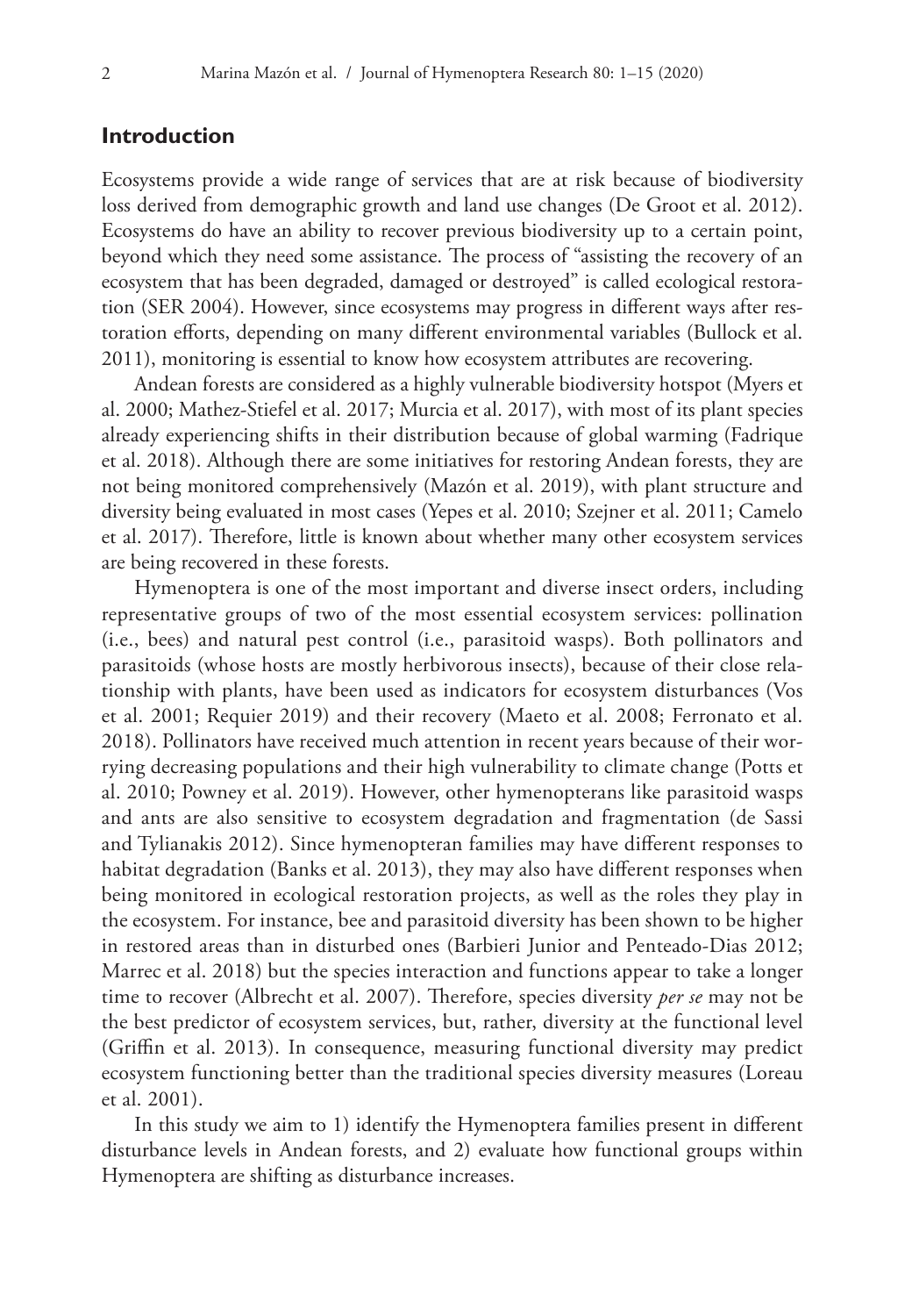## Introduction

Ecosystems provide a wide range of services that are at risk because of biodiversity loss derived from demographic growth and land use changes (De Groot et al. 2012). Ecosystems do have an ability to recover previous biodiversity up to a certain point, beyond which they need some assistance. The process of "assisting the recovery of an ecosystem that has been degraded, damaged or destroyed" is called ecological restoration (SER 2004). However, since ecosystems may progress in different ways after restoration efforts, depending on many different environmental variables (Bullock et al. 2011), monitoring is essential to know how ecosystem attributes are recovering.

Andean forests are considered as a highly vulnerable biodiversity hotspot (Myers et al. 2000; Mathez-Stiefel et al. 2017; Murcia et al. 2017), with most of its plant species already experiencing shifts in their distribution because of global warming (Fadrique et al. 2018). Although there are some initiatives for restoring Andean forests, they are not being monitored comprehensively (Mazón et al. 2019), with plant structure and diversity being evaluated in most cases (Yepes et al. 2010; Szejner et al. 2011; Camelo et al. 2017). Therefore, little is known about whether many other ecosystem services are being recovered in these forests.

Hymenoptera is one of the most important and diverse insect orders, including representative groups of two of the most essential ecosystem services: pollination (i.e., bees) and natural pest control (i.e., parasitoid wasps). Both pollinators and parasitoids (whose hosts are mostly herbivorous insects), because of their close relationship with plants, have been used as indicators for ecosystem disturbances (Vos et al. 2001; Requier 2019) and their recovery (Maeto et al. 2008; Ferronato et al. 2018). Pollinators have received much attention in recent years because of their worrying decreasing populations and their high vulnerability to climate change (Potts et al. 2010; Powney et al. 2019). However, other hymenopterans like parasitoid wasps and ants are also sensitive to ecosystem degradation and fragmentation (de Sassi and Tylianakis 2012). Since hymenopteran families may have different responses to habitat degradation (Banks et al. 2013), they may also have different responses when being monitored in ecological restoration projects, as well as the roles they play in the ecosystem. For instance, bee and parasitoid diversity has been shown to be higher in restored areas than in disturbed ones (Barbieri Junior and Penteado-Dias 2012; Marrec et al. 2018) but the species interaction and functions appear to take a longer time to recover (Albrecht et al. 2007). Therefore, species diversity *per se* may not be the best predictor of ecosystem services, but, rather, diversity at the functional level (Griffin et al. 2013). In consequence, measuring functional diversity may predict ecosystem functioning better than the traditional species diversity measures (Loreau et al. 2001).

In this study we aim to 1) identify the Hymenoptera families present in different disturbance levels in Andean forests, and 2) evaluate how functional groups within Hymenoptera are shifting as disturbance increases.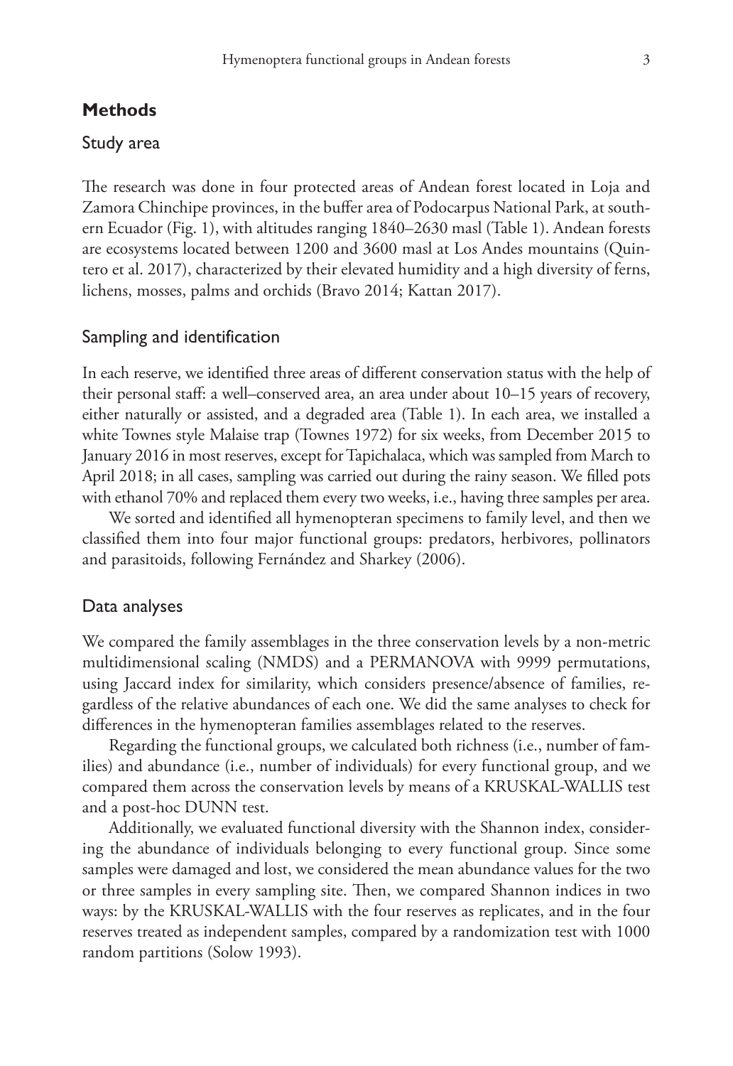## Methods

### Study area

The research was done in four protected areas of Andean forest located in Loja and Zamora Chinchipe provinces, in the buffer area of Podocarpus National Park, at southern Ecuador (Fig. 1), with altitudes ranging 1840–2630 masl (Table 1). Andean forests are ecosystems located between 1200 and 3600 masl at Los Andes mountains (Quintero et al. 2017), characterized by their elevated humidity and a high diversity of ferns, lichens, mosses, palms and orchids (Bravo 2014; Kattan 2017).

### Sampling and identification

In each reserve, we identified three areas of different conservation status with the help of their personal staff: a well–conserved area, an area under about 10–15 years of recovery, either naturally or assisted, and a degraded area (Table 1). In each area, we installed a white Townes style Malaise trap (Townes 1972) for six weeks, from December 2015 to January 2016 in most reserves, except for Tapichalaca, which was sampled from March to April 2018; in all cases, sampling was carried out during the rainy season. We filled pots with ethanol 70% and replaced them every two weeks, i.e., having three samples per area.

We sorted and identified all hymenopteran specimens to family level, and then we classified them into four major functional groups: predators, herbivores, pollinators and parasitoids, following Fernández and Sharkey (2006).

### Data analyses

We compared the family assemblages in the three conservation levels by a non-metric multidimensional scaling (NMDS) and a PERMANOVA with 9999 permutations, using Jaccard index for similarity, which considers presence/absence of families, regardless of the relative abundances of each one. We did the same analyses to check for differences in the hymenopteran families assemblages related to the reserves.

Regarding the functional groups, we calculated both richness (i.e., number of families) and abundance (i.e., number of individuals) for every functional group, and we compared them across the conservation levels by means of a KRUSKAL-WALLIS test and a post-hoc DUNN test.

Additionally, we evaluated functional diversity with the Shannon index, considering the abundance of individuals belonging to every functional group. Since some samples were damaged and lost, we considered the mean abundance values for the two or three samples in every sampling site. Then, we compared Shannon indices in two ways: by the KRUSKAL-WALLIS with the four reserves as replicates, and in the four reserves treated as independent samples, compared by a randomization test with 1000 random partitions (Solow 1993).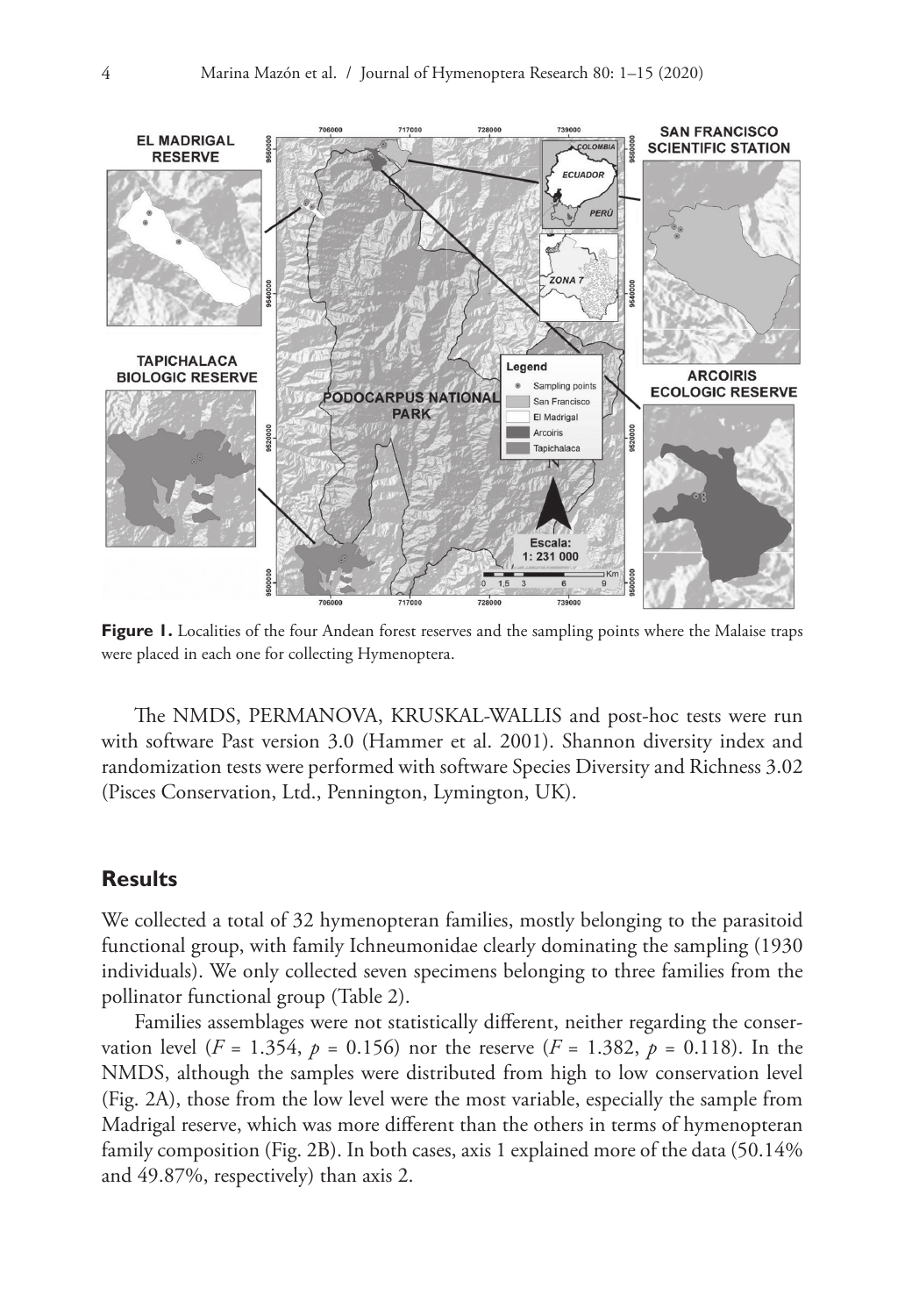**Figure 1.** Localities of the four Andean forest reserves and the sampling points where the Malaise traps were placed in each one for collecting Hymenoptera.

The NMDS, PERMANOVA, KRUSKAL-WALLIS and post-hoc tests were run with software Past version 3.0 (Hammer et al. 2001). Shannon diversity index and randomization tests were performed with software Species Diversity and Richness 3.02 (Pisces Conservation, Ltd., Pennington, Lymington, UK).

## Results

We collected a total of 32 hymenopteran families, mostly belonging to the parasitoid functional group, with family Ichneumonidae clearly dominating the sampling (1930 individuals). We only collected seven specimens belonging to three families from the pollinator functional group (Table 2).

Families assemblages were not statistically different, neither regarding the conservation level ($F = 1.354$, $p = 0.156$) nor the reserve ($F = 1.382$, $p = 0.118$). In the NMDS, although the samples were distributed from high to low conservation level (Fig. 2A), those from the low level were the most variable, especially the sample from Madrigal reserve, which was more different than the others in terms of hymenopteran family composition (Fig. 2B). In both cases, axis 1 explained more of the data (50.14% and 49.87%, respectively) than axis 2.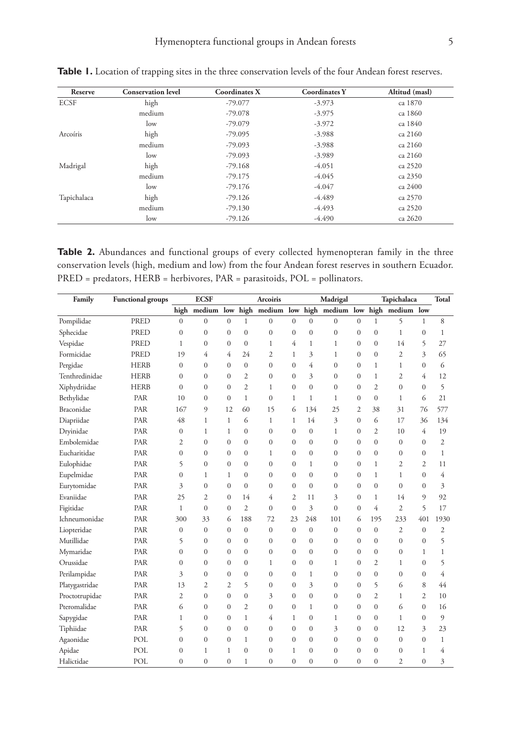**Table 1.** Location of trapping sites in the three conservation levels of the four Andean forest reserves.

| Reserve | Conservation level | Coordinates X | Coordinates Y | Altitud (masl) |
|---|---|---|---|---|
| ECSF | high | -79.077 | -3.973 | ca 1870 |
| | medium | -79.078 | -3.975 | ca 1860 |
| | low | -79.079 | -3.972 | ca 1840 |
| Arcoíris | high | -79.095 | -3.988 | ca 2160 |
| | medium | -79.093 | -3.988 | ca 2160 |
| | low | -79.093 | -3.989 | ca 2160 |
| Madrigal | high | -79.168 | -4.051 | ca 2520 |
| | medium | -79.175 | -4.045 | ca 2350 |
| | low | -79.176 | -4.047 | ca 2400 |
| Tapichalaca | high | -79.126 | -4.489 | ca 2570 |
| | medium | -79.130 | -4.493 | ca 2520 |
| | low | -79.126 | -4.490 | ca 2620 |

**Table 2.** Abundances and functional groups of every collected hymenopteran family in the three conservation levels (high, medium and low) from the four Andean forest reserves in southern Ecuador. PRED = predators, HERB = herbivores, PAR = parasitoids, POL = pollinators.

| Family | Functional groups | ECSF | | | Arcoiris | | | Madrigal | | | Tapichalaca | | | Total |
|---|---|---|---|---|---|---|---|---|---|---|---|---|---|---|
| | | high | medium | low | high | medium | low | high | medium | low | high | medium | low | |
| Pompilidae | PRED | 0 | 0 | 0 | 1 | 0 | 0 | 0 | 0 | 0 | 1 | 5 | 1 | 8 |
| Sphecidae | PRED | 0 | 0 | 0 | 0 | 0 | 0 | 0 | 0 | 0 | 0 | 1 | 0 | 1 |
| Vespidae | PRED | 1 | 0 | 0 | 0 | 1 | 4 | 1 | 1 | 0 | 0 | 14 | 5 | 27 |
| Formicidae | PRED | 19 | 4 | 4 | 24 | 2 | 1 | 3 | 1 | 0 | 0 | 2 | 3 | 65 |
| Pergidae | HERB | 0 | 0 | 0 | 0 | 0 | 0 | 4 | 0 | 0 | 1 | 1 | 0 | 6 |
| Tenthredinidae | HERB | 0 | 0 | 0 | 2 | 0 | 0 | 3 | 0 | 0 | 1 | 2 | 4 | 12 |
| Xiphydriidae | HERB | 0 | 0 | 0 | 2 | 1 | 0 | 0 | 0 | 0 | 2 | 0 | 0 | 5 |
| Bethylidae | PAR | 10 | 0 | 0 | 1 | 0 | 1 | 1 | 1 | 0 | 0 | 1 | 6 | 21 |
| Braconidae | PAR | 167 | 9 | 12 | 60 | 15 | 6 | 134 | 25 | 2 | 38 | 31 | 76 | 577 |
| Diapriidae | PAR | 48 | 1 | 1 | 6 | 1 | 1 | 14 | 3 | 0 | 6 | 17 | 36 | 134 |
| Dryinidae | PAR | 0 | 1 | 1 | 0 | 0 | 0 | 0 | 1 | 0 | 2 | 10 | 4 | 19 |
| Embolemidae | PAR | 2 | 0 | 0 | 0 | 0 | 0 | 0 | 0 | 0 | 0 | 0 | 0 | 2 |
| Eucharitidae | PAR | 0 | 0 | 0 | 0 | 1 | 0 | 0 | 0 | 0 | 0 | 0 | 0 | 1 |
| Eulophidae | PAR | 5 | 0 | 0 | 0 | 0 | 0 | 1 | 0 | 0 | 1 | 2 | 2 | 11 |
| Eupelmidae | PAR | 0 | 1 | 1 | 0 | 0 | 0 | 0 | 0 | 0 | 1 | 1 | 0 | 4 |
| Eurytomidae | PAR | 3 | 0 | 0 | 0 | 0 | 0 | 0 | 0 | 0 | 0 | 0 | 0 | 3 |
| Evaniidae | PAR | 25 | 2 | 0 | 14 | 4 | 2 | 11 | 3 | 0 | 1 | 14 | 9 | 92 |
| Figitidae | PAR | 1 | 0 | 0 | 2 | 0 | 0 | 3 | 0 | 0 | 4 | 2 | 5 | 17 |
| Ichneumonidae | PAR | 300 | 33 | 6 | 188 | 72 | 23 | 248 | 101 | 6 | 195 | 233 | 401 | 1930 |
| Liopteridae | PAR | 0 | 0 | 0 | 0 | 0 | 0 | 0 | 0 | 0 | 0 | 2 | 0 | 2 |
| Mutillidae | PAR | 5 | 0 | 0 | 0 | 0 | 0 | 0 | 0 | 0 | 0 | 0 | 0 | 5 |
| Mymaridae | PAR | 0 | 0 | 0 | 0 | 0 | 0 | 0 | 0 | 0 | 0 | 0 | 1 | 1 |
| Orussidae | PAR | 0 | 0 | 0 | 0 | 1 | 0 | 0 | 1 | 0 | 2 | 1 | 0 | 5 |
| Perilampidae | PAR | 3 | 0 | 0 | 0 | 0 | 0 | 1 | 0 | 0 | 0 | 0 | 0 | 4 |
| Platygastridae | PAR | 13 | 2 | 2 | 5 | 0 | 0 | 3 | 0 | 0 | 5 | 6 | 8 | 44 |
| Proctotrupidae | PAR | 2 | 0 | 0 | 0 | 3 | 0 | 0 | 0 | 0 | 2 | 1 | 2 | 10 |
| Pteromalidae | PAR | 6 | 0 | 0 | 2 | 0 | 0 | 1 | 0 | 0 | 0 | 6 | 0 | 16 |
| Sapygidae | PAR | 1 | 0 | 0 | 1 | 4 | 1 | 0 | 1 | 0 | 0 | 1 | 0 | 9 |
| Tiphiidae | PAR | 5 | 0 | 0 | 0 | 0 | 0 | 0 | 3 | 0 | 0 | 12 | 3 | 23 |
| Agaonidae | POL | 0 | 0 | 0 | 1 | 0 | 0 | 0 | 0 | 0 | 0 | 0 | 0 | 1 |
| Apidae | POL | 0 | 1 | 1 | 0 | 0 | 1 | 0 | 0 | 0 | 0 | 0 | 1 | 4 |
| Halictidae | POL | 0 | 0 | 0 | 1 | 0 | 0 | 0 | 0 | 0 | 0 | 2 | 0 | 3 |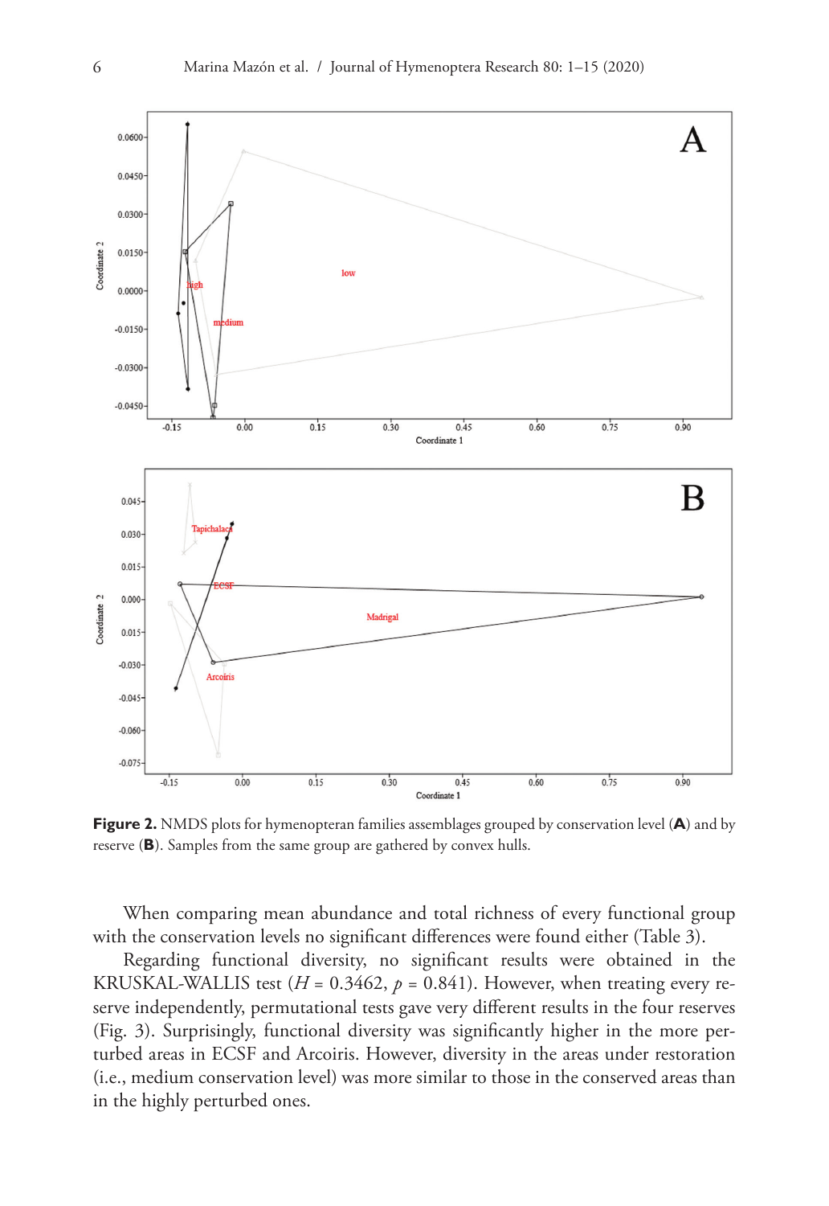**Figure 2.** NMDS plots for hymenopteran families assemblages grouped by conservation level (**A**) and by reserve (**B**). Samples from the same group are gathered by convex hulls.

When comparing mean abundance and total richness of every functional group with the conservation levels no significant differences were found either (Table 3).

Regarding functional diversity, no significant results were obtained in the KRUSKAL-WALLIS test ($H$ = 0.3462, $p$ = 0.841). However, when treating every reserve independently, permutational tests gave very different results in the four reserves (Fig. 3). Surprisingly, functional diversity was significantly higher in the more perturbed areas in ECSF and Arcoiris. However, diversity in the areas under restoration (i.e., medium conservation level) was more similar to those in the conserved areas than in the highly perturbed ones.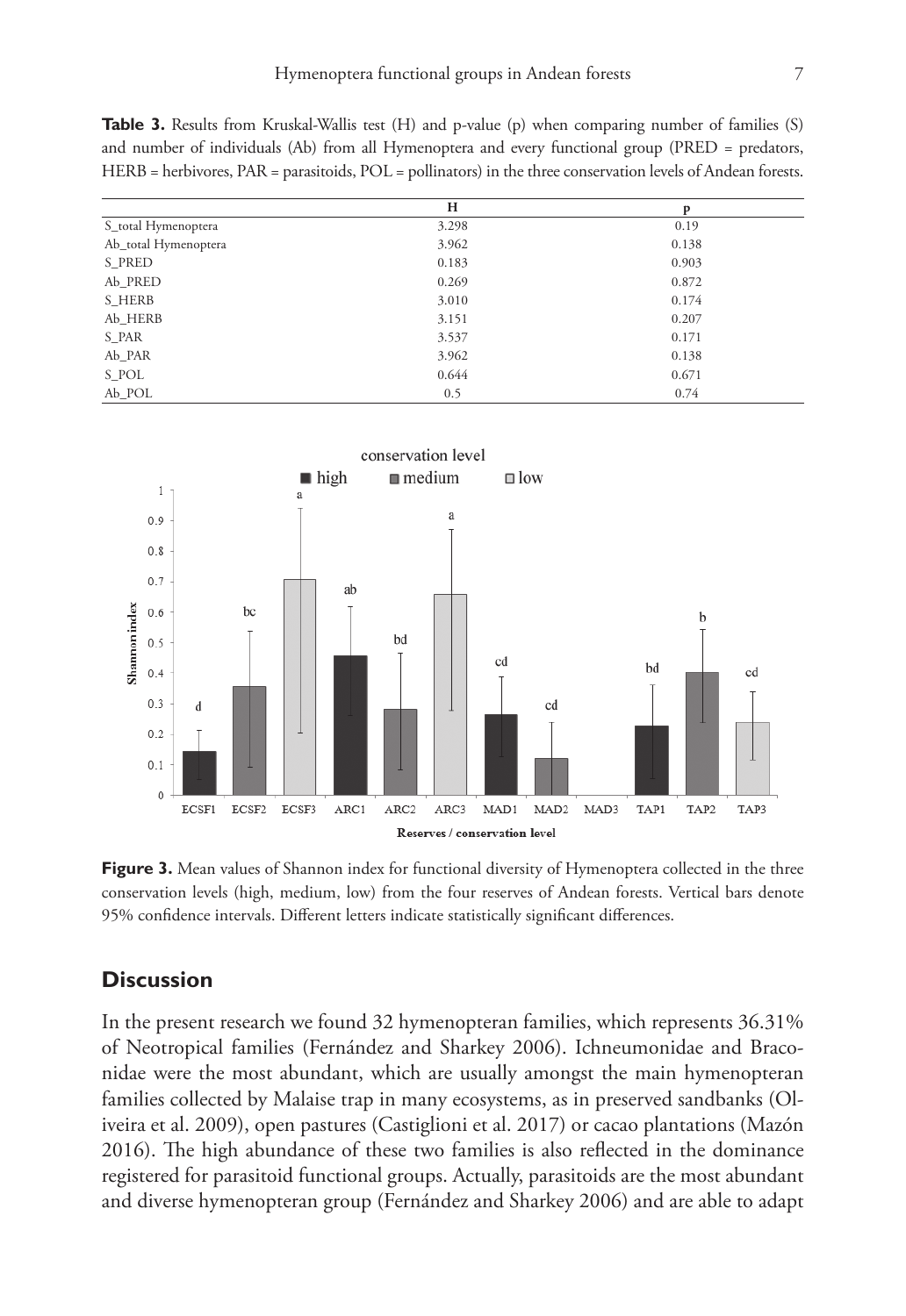**Table 3.** Results from Kruskal-Wallis test (H) and p-value (p) when comparing number of families (S) and number of individuals (Ab) from all Hymenoptera and every functional group (PRED = predators, HERB = herbivores, PAR = parasitoids, POL = pollinators) in the three conservation levels of Andean forests.

| | H | p |
|---|---|---|
| S_total Hymenoptera | 3.298 | 0.19 |
| Ab_total Hymenoptera | 3.962 | 0.138 |
| S_PRED | 0.183 | 0.903 |
| Ab_PRED | 0.269 | 0.872 |
| S_HERB | 3.010 | 0.174 |
| Ab_HERB | 3.151 | 0.207 |
| S_PAR | 3.537 | 0.171 |
| Ab_PAR | 3.962 | 0.138 |
| S_POL | 0.644 | 0.671 |
| Ab_POL | 0.5 | 0.74 |

**Figure 3.** Mean values of Shannon index for functional diversity of Hymenoptera collected in the three conservation levels (high, medium, low) from the four reserves of Andean forests. Vertical bars denote 95% confidence intervals. Different letters indicate statistically significant differences.

## Discussion

In the present research we found 32 hymenopteran families, which represents 36.31% of Neotropical families (Fernández and Sharkey 2006). Ichneumonidae and Braconidae were the most abundant, which are usually amongst the main hymenopteran families collected by Malaise trap in many ecosystems, as in preserved sandbanks (Oliveira et al. 2009), open pastures (Castiglioni et al. 2017) or cacao plantations (Mazón 2016). The high abundance of these two families is also reflected in the dominance registered for parasitoid functional groups. Actually, parasitoids are the most abundant and diverse hymenopteran group (Fernández and Sharkey 2006) and are able to adapt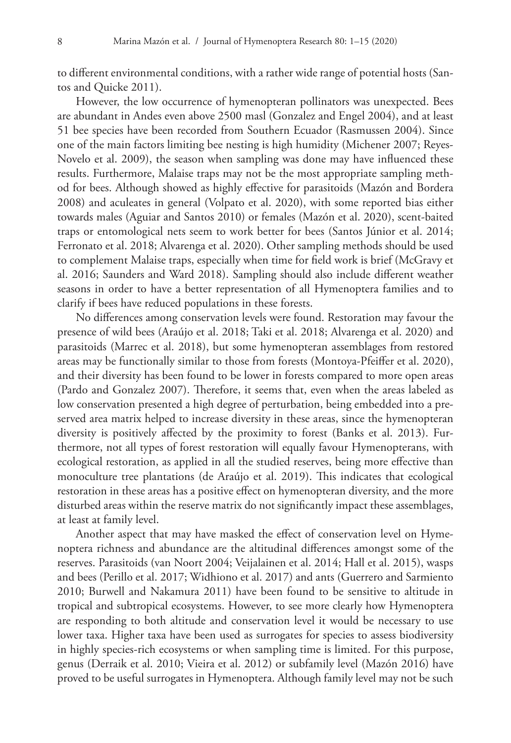to different environmental conditions, with a rather wide range of potential hosts (Santos and Quicke 2011).

However, the low occurrence of hymenopteran pollinators was unexpected. Bees are abundant in Andes even above 2500 masl (Gonzalez and Engel 2004), and at least 51 bee species have been recorded from Southern Ecuador (Rasmussen 2004). Since one of the main factors limiting bee nesting is high humidity (Michener 2007; Reyes-Novelo et al. 2009), the season when sampling was done may have influenced these results. Furthermore, Malaise traps may not be the most appropriate sampling method for bees. Although showed as highly effective for parasitoids (Mazón and Bordera 2008) and aculeates in general (Volpato et al. 2020), with some reported bias either towards males (Aguiar and Santos 2010) or females (Mazón et al. 2020), scent-baited traps or entomological nets seem to work better for bees (Santos Júnior et al. 2014; Ferronato et al. 2018; Alvarenga et al. 2020). Other sampling methods should be used to complement Malaise traps, especially when time for field work is brief (McGravy et al. 2016; Saunders and Ward 2018). Sampling should also include different weather seasons in order to have a better representation of all Hymenoptera families and to clarify if bees have reduced populations in these forests.

No differences among conservation levels were found. Restoration may favour the presence of wild bees (Araújo et al. 2018; Taki et al. 2018; Alvarenga et al. 2020) and parasitoids (Marrec et al. 2018), but some hymenopteran assemblages from restored areas may be functionally similar to those from forests (Montoya-Pfeiffer et al. 2020), and their diversity has been found to be lower in forests compared to more open areas (Pardo and Gonzalez 2007). Therefore, it seems that, even when the areas labeled as low conservation presented a high degree of perturbation, being embedded into a preserved area matrix helped to increase diversity in these areas, since the hymenopteran diversity is positively affected by the proximity to forest (Banks et al. 2013). Furthermore, not all types of forest restoration will equally favour Hymenopterans, with ecological restoration, as applied in all the studied reserves, being more effective than monoculture tree plantations (de Araújo et al. 2019). This indicates that ecological restoration in these areas has a positive effect on hymenopteran diversity, and the more disturbed areas within the reserve matrix do not significantly impact these assemblages, at least at family level.

Another aspect that may have masked the effect of conservation level on Hymenoptera richness and abundance are the altitudinal differences amongst some of the reserves. Parasitoids (van Noort 2004; Veijalainen et al. 2014; Hall et al. 2015), wasps and bees (Perillo et al. 2017; Widhiono et al. 2017) and ants (Guerrero and Sarmiento 2010; Burwell and Nakamura 2011) have been found to be sensitive to altitude in tropical and subtropical ecosystems. However, to see more clearly how Hymenoptera are responding to both altitude and conservation level it would be necessary to use lower taxa. Higher taxa have been used as surrogates for species to assess biodiversity in highly species-rich ecosystems or when sampling time is limited. For this purpose, genus (Derraik et al. 2010; Vieira et al. 2012) or subfamily level (Mazón 2016) have proved to be useful surrogates in Hymenoptera. Although family level may not be such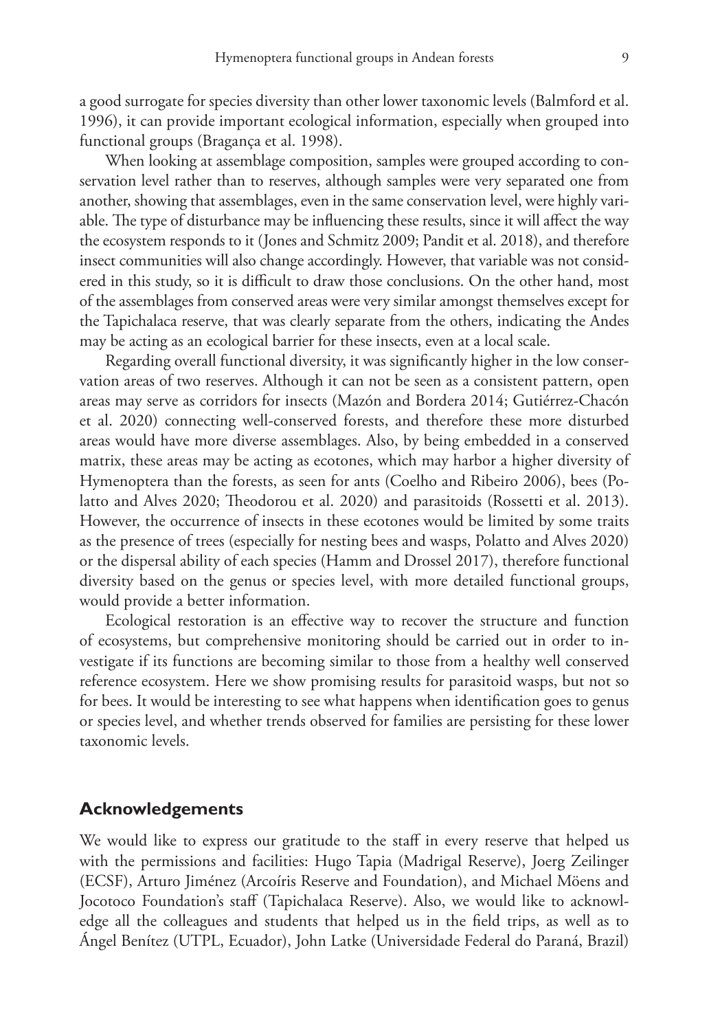a good surrogate for species diversity than other lower taxonomic levels (Balmford et al. 1996), it can provide important ecological information, especially when grouped into functional groups (Bragança et al. 1998).

When looking at assemblage composition, samples were grouped according to conservation level rather than to reserves, although samples were very separated one from another, showing that assemblages, even in the same conservation level, were highly variable. The type of disturbance may be influencing these results, since it will affect the way the ecosystem responds to it (Jones and Schmitz 2009; Pandit et al. 2018), and therefore insect communities will also change accordingly. However, that variable was not considered in this study, so it is difficult to draw those conclusions. On the other hand, most of the assemblages from conserved areas were very similar amongst themselves except for the Tapichalaca reserve, that was clearly separate from the others, indicating the Andes may be acting as an ecological barrier for these insects, even at a local scale.

Regarding overall functional diversity, it was significantly higher in the low conservation areas of two reserves. Although it can not be seen as a consistent pattern, open areas may serve as corridors for insects (Mazón and Bordera 2014; Gutiérrez-Chacón et al. 2020) connecting well-conserved forests, and therefore these more disturbed areas would have more diverse assemblages. Also, by being embedded in a conserved matrix, these areas may be acting as ecotones, which may harbor a higher diversity of Hymenoptera than the forests, as seen for ants (Coelho and Ribeiro 2006), bees (Polatto and Alves 2020; Theodorou et al. 2020) and parasitoids (Rossetti et al. 2013). However, the occurrence of insects in these ecotones would be limited by some traits as the presence of trees (especially for nesting bees and wasps, Polatto and Alves 2020) or the dispersal ability of each species (Hamm and Drossel 2017), therefore functional diversity based on the genus or species level, with more detailed functional groups, would provide a better information.

Ecological restoration is an effective way to recover the structure and function of ecosystems, but comprehensive monitoring should be carried out in order to investigate if its functions are becoming similar to those from a healthy well conserved reference ecosystem. Here we show promising results for parasitoid wasps, but not so for bees. It would be interesting to see what happens when identification goes to genus or species level, and whether trends observed for families are persisting for these lower taxonomic levels.

## Acknowledgements

We would like to express our gratitude to the staff in every reserve that helped us with the permissions and facilities: Hugo Tapia (Madrigal Reserve), Joerg Zeilinger (ECSF), Arturo Jiménez (Arcoíris Reserve and Foundation), and Michael Möens and Jocotoco Foundation's staff (Tapichalaca Reserve). Also, we would like to acknowledge all the colleagues and students that helped us in the field trips, as well as to Ángel Benítez (UTPL, Ecuador), John Latke (Universidade Federal do Paraná, Brazil)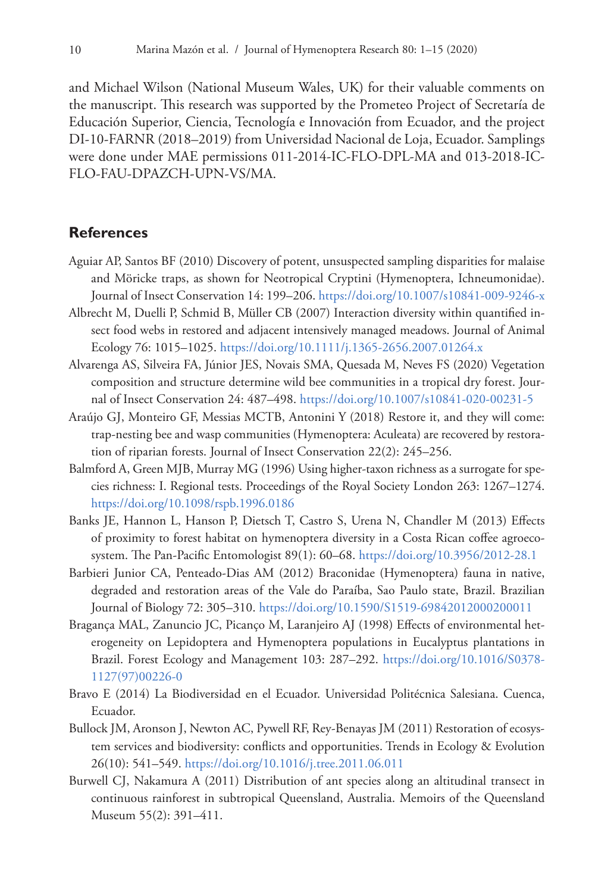and Michael Wilson (National Museum Wales, UK) for their valuable comments on the manuscript. This research was supported by the Prometeo Project of Secretaría de Educación Superior, Ciencia, Tecnología e Innovación from Ecuador, and the project DI-10-FARNR (2018–2019) from Universidad Nacional de Loja, Ecuador. Samplings were done under MAE permissions 011-2014-IC-FLO-DPL-MA and 013-2018-IC-FLO-FAU-DPAZCH-UPN-VS/MA.

## References

Aguiar AP, Santos BF (2010) Discovery of potent, unsuspected sampling disparities for malaise and Möricke traps, as shown for Neotropical Cryptini (Hymenoptera, Ichneumonidae). Journal of Insect Conservation 14: 199–206. https://doi.org/10.1007/s10841-009-9246-x

Albrecht M, Duelli P, Schmid B, Müller CB (2007) Interaction diversity within quantified insect food webs in restored and adjacent intensively managed meadows. Journal of Animal Ecology 76: 1015–1025. https://doi.org/10.1111/j.1365-2656.2007.01264.x

Alvarenga AS, Silveira FA, Júnior JES, Novais SMA, Quesada M, Neves FS (2020) Vegetation composition and structure determine wild bee communities in a tropical dry forest. Journal of Insect Conservation 24: 487–498. https://doi.org/10.1007/s10841-020-00231-5

Araújo GJ, Monteiro GF, Messias MCTB, Antonini Y (2018) Restore it, and they will come: trap-nesting bee and wasp communities (Hymenoptera: Aculeata) are recovered by restoration of riparian forests. Journal of Insect Conservation 22(2): 245–256.

Balmford A, Green MJB, Murray MG (1996) Using higher-taxon richness as a surrogate for species richness: I. Regional tests. Proceedings of the Royal Society London 263: 1267–1274. https://doi.org/10.1098/rspb.1996.0186

Banks JE, Hannon L, Hanson P, Dietsch T, Castro S, Urena N, Chandler M (2013) Effects of proximity to forest habitat on hymenoptera diversity in a Costa Rican coffee agroecosystem. The Pan-Pacific Entomologist 89(1): 60–68. https://doi.org/10.3956/2012-28.1

Barbieri Junior CA, Penteado-Dias AM (2012) Braconidae (Hymenoptera) fauna in native, degraded and restoration areas of the Vale do Paraíba, Sao Paulo state, Brazil. Brazilian Journal of Biology 72: 305–310. https://doi.org/10.1590/S1519-69842012000200011

Bragança MAL, Zanuncio JC, Picanço M, Laranjeiro AJ (1998) Effects of environmental heterogeneity on Lepidoptera and Hymenoptera populations in Eucalyptus plantations in Brazil. Forest Ecology and Management 103: 287–292. https://doi.org/10.1016/S0378-1127(97)00226-0

Bravo E (2014) La Biodiversidad en el Ecuador. Universidad Politécnica Salesiana. Cuenca, Ecuador.

Bullock JM, Aronson J, Newton AC, Pywell RF, Rey-Benayas JM (2011) Restoration of ecosystem services and biodiversity: conflicts and opportunities. Trends in Ecology & Evolution 26(10): 541–549. https://doi.org/10.1016/j.tree.2011.06.011

Burwell CJ, Nakamura A (2011) Distribution of ant species along an altitudinal transect in continuous rainforest in subtropical Queensland, Australia. Memoirs of the Queensland Museum 55(2): 391–411.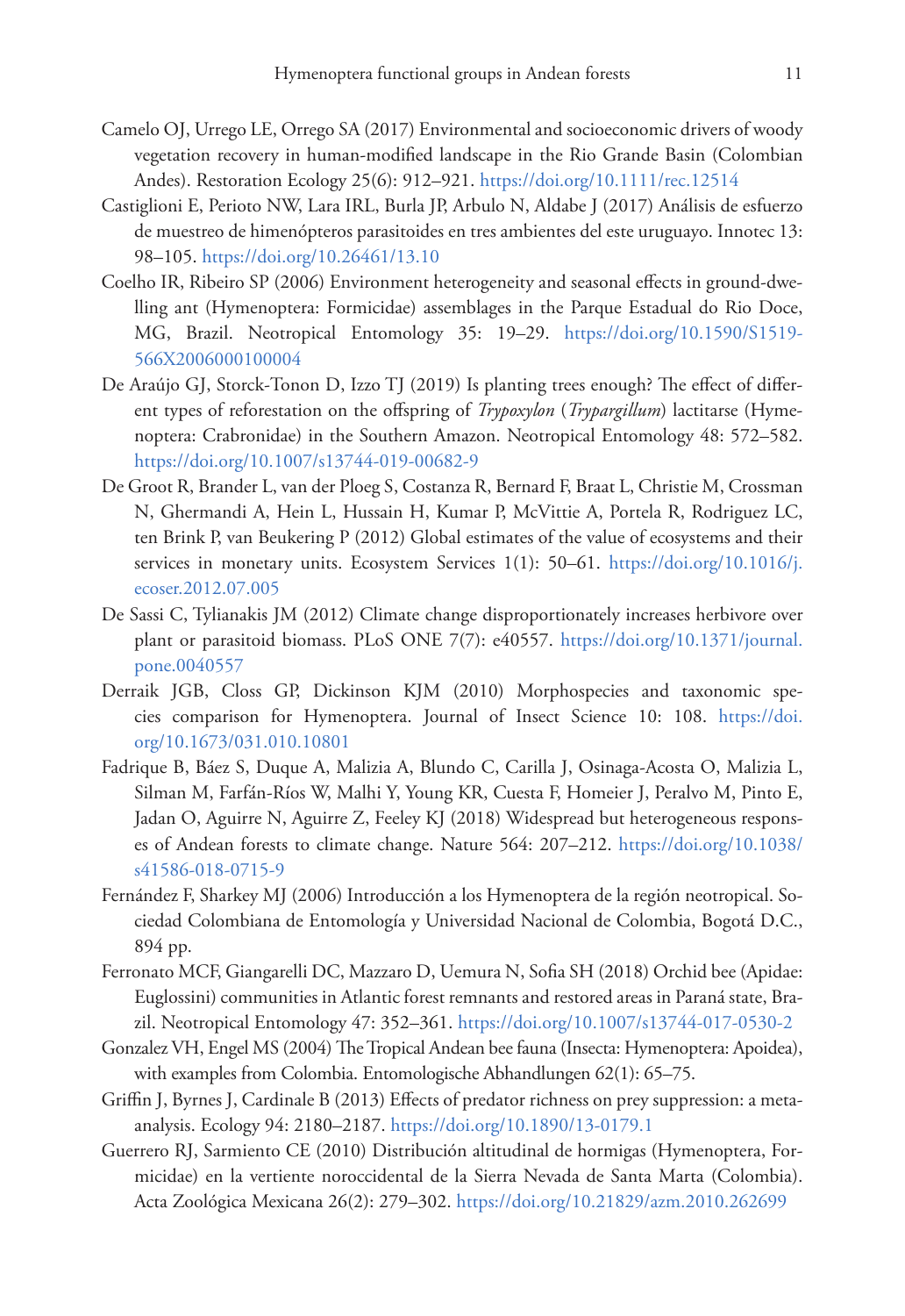Camelo OJ, Urrego LE, Orrego SA (2017) Environmental and socioeconomic drivers of woody vegetation recovery in human-modified landscape in the Rio Grande Basin (Colombian Andes). Restoration Ecology 25(6): 912–921. https://doi.org/10.1111/rec.12514

Castiglioni E, Perioto NW, Lara IRL, Burla JP, Arbulo N, Aldabe J (2017) Análisis de esfuerzo de muestreo de himenópteros parasitoides en tres ambientes del este uruguayo. Innotec 13: 98–105. https://doi.org/10.26461/13.10

Coelho IR, Ribeiro SP (2006) Environment heterogeneity and seasonal effects in ground-dwelling ant (Hymenoptera: Formicidae) assemblages in the Parque Estadual do Rio Doce, MG, Brazil. Neotropical Entomology 35: 19–29. https://doi.org/10.1590/S1519-566X2006000100004

De Araújo GJ, Storck-Tonon D, Izzo TJ (2019) Is planting trees enough? The effect of different types of reforestation on the offspring of *Trypoxylon* (*Trypargillum*) lactitarse (Hymenoptera: Crabronidae) in the Southern Amazon. Neotropical Entomology 48: 572–582. https://doi.org/10.1007/s13744-019-00682-9

De Groot R, Brander L, van der Ploeg S, Costanza R, Bernard F, Braat L, Christie M, Crossman N, Ghermandi A, Hein L, Hussain H, Kumar P, McVittie A, Portela R, Rodriguez LC, ten Brink P, van Beukering P (2012) Global estimates of the value of ecosystems and their services in monetary units. Ecosystem Services 1(1): 50–61. https://doi.org/10.1016/j.ecoser.2012.07.005

De Sassi C, Tylianakis JM (2012) Climate change disproportionately increases herbivore over plant or parasitoid biomass. PLoS ONE 7(7): e40557. https://doi.org/10.1371/journal.pone.0040557

Derraik JGB, Closs GP, Dickinson KJM (2010) Morphospecies and taxonomic species comparison for Hymenoptera. Journal of Insect Science 10: 108. https://doi.org/10.1673/031.010.10801

Fadrique B, Báez S, Duque A, Malizia A, Blundo C, Carilla J, Osinaga-Acosta O, Malizia L, Silman M, Farfán-Ríos W, Malhi Y, Young KR, Cuesta F, Homeier J, Peralvo M, Pinto E, Jadan O, Aguirre N, Aguirre Z, Feeley KJ (2018) Widespread but heterogeneous responses of Andean forests to climate change. Nature 564: 207–212. https://doi.org/10.1038/s41586-018-0715-9

Fernández F, Sharkey MJ (2006) Introducción a los Hymenoptera de la región neotropical. Sociedad Colombiana de Entomología y Universidad Nacional de Colombia, Bogotá D.C., 894 pp.

Ferronato MCF, Giangarelli DC, Mazzaro D, Uemura N, Sofia SH (2018) Orchid bee (Apidae: Euglossini) communities in Atlantic forest remnants and restored areas in Paraná state, Brazil. Neotropical Entomology 47: 352–361. https://doi.org/10.1007/s13744-017-0530-2

Gonzalez VH, Engel MS (2004) The Tropical Andean bee fauna (Insecta: Hymenoptera: Apoidea), with examples from Colombia. Entomologische Abhandlungen 62(1): 65–75.

Griffin J, Byrnes J, Cardinale B (2013) Effects of predator richness on prey suppression: a meta-analysis. Ecology 94: 2180–2187. https://doi.org/10.1890/13-0179.1

Guerrero RJ, Sarmiento CE (2010) Distribución altitudinal de hormigas (Hymenoptera, Formicidae) en la vertiente noroccidental de la Sierra Nevada de Santa Marta (Colombia). Acta Zoológica Mexicana 26(2): 279–302. https://doi.org/10.21829/azm.2010.262699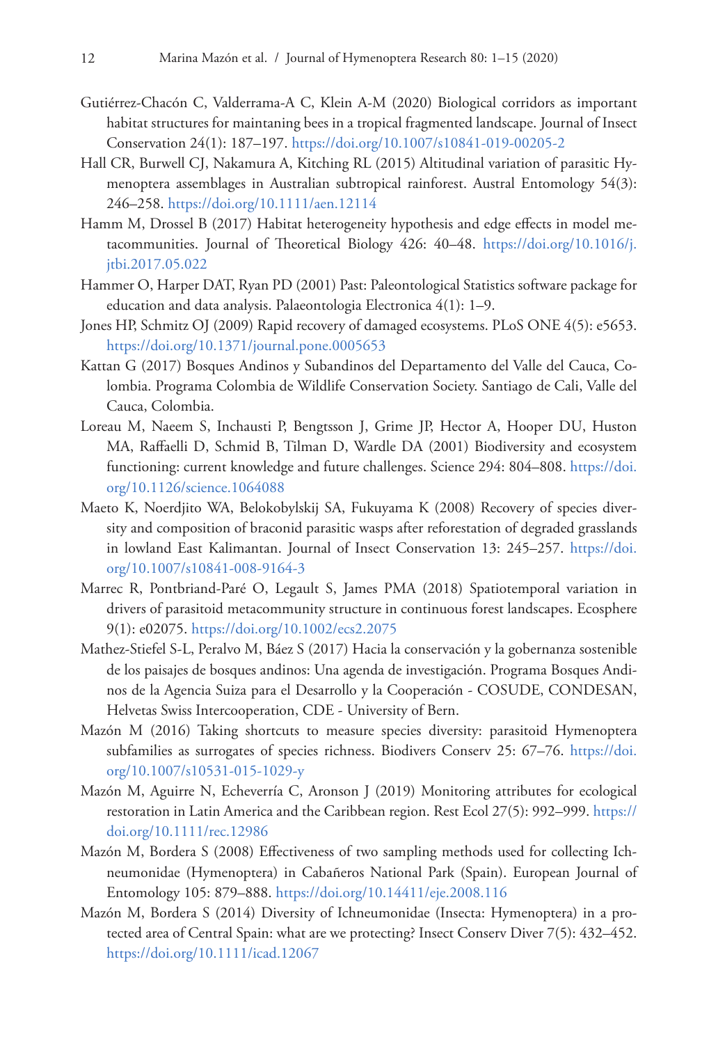Gutiérrez-Chacón C, Valderrama-A C, Klein A-M (2020) Biological corridors as important habitat structures for maintaning bees in a tropical fragmented landscape. Journal of Insect Conservation 24(1): 187–197. https://doi.org/10.1007/s10841-019-00205-2

Hall CR, Burwell CJ, Nakamura A, Kitching RL (2015) Altitudinal variation of parasitic Hymenoptera assemblages in Australian subtropical rainforest. Austral Entomology 54(3): 246–258. https://doi.org/10.1111/aen.12114

Hamm M, Drossel B (2017) Habitat heterogeneity hypothesis and edge effects in model metacommunities. Journal of Theoretical Biology 426: 40–48. https://doi.org/10.1016/j.jtbi.2017.05.022

Hammer O, Harper DAT, Ryan PD (2001) Past: Paleontological Statistics software package for education and data analysis. Palaeontologia Electronica 4(1): 1–9.

Jones HP, Schmitz OJ (2009) Rapid recovery of damaged ecosystems. PLoS ONE 4(5): e5653. https://doi.org/10.1371/journal.pone.0005653

Kattan G (2017) Bosques Andinos y Subandinos del Departamento del Valle del Cauca, Colombia. Programa Colombia de Wildlife Conservation Society. Santiago de Cali, Valle del Cauca, Colombia.

Loreau M, Naeem S, Inchausti P, Bengtsson J, Grime JP, Hector A, Hooper DU, Huston MA, Raffaelli D, Schmid B, Tilman D, Wardle DA (2001) Biodiversity and ecosystem functioning: current knowledge and future challenges. Science 294: 804–808. https://doi.org/10.1126/science.1064088

Maeto K, Noerdjito WA, Belokobylskij SA, Fukuyama K (2008) Recovery of species diversity and composition of braconid parasitic wasps after reforestation of degraded grasslands in lowland East Kalimantan. Journal of Insect Conservation 13: 245–257. https://doi.org/10.1007/s10841-008-9164-3

Marrec R, Pontbriand-Paré O, Legault S, James PMA (2018) Spatiotemporal variation in drivers of parasitoid metacommunity structure in continuous forest landscapes. Ecosphere 9(1): e02075. https://doi.org/10.1002/ecs2.2075

Mathez-Stiefel S-L, Peralvo M, Báez S (2017) Hacia la conservación y la gobernanza sostenible de los paisajes de bosques andinos: Una agenda de investigación. Programa Bosques Andinos de la Agencia Suiza para el Desarrollo y la Cooperación - COSUDE, CONDESAN, Helvetas Swiss Intercooperation, CDE - University of Bern.

Mazón M (2016) Taking shortcuts to measure species diversity: parasitoid Hymenoptera subfamilies as surrogates of species richness. Biodivers Conserv 25: 67–76. https://doi.org/10.1007/s10531-015-1029-y

Mazón M, Aguirre N, Echeverría C, Aronson J (2019) Monitoring attributes for ecological restoration in Latin America and the Caribbean region. Rest Ecol 27(5): 992–999. https://doi.org/10.1111/rec.12986

Mazón M, Bordera S (2008) Effectiveness of two sampling methods used for collecting Ichneumonidae (Hymenoptera) in Cabañeros National Park (Spain). European Journal of Entomology 105: 879–888. https://doi.org/10.14411/eje.2008.116

Mazón M, Bordera S (2014) Diversity of Ichneumonidae (Insecta: Hymenoptera) in a protected area of Central Spain: what are we protecting? Insect Conserv Diver 7(5): 432–452. https://doi.org/10.1111/icad.12067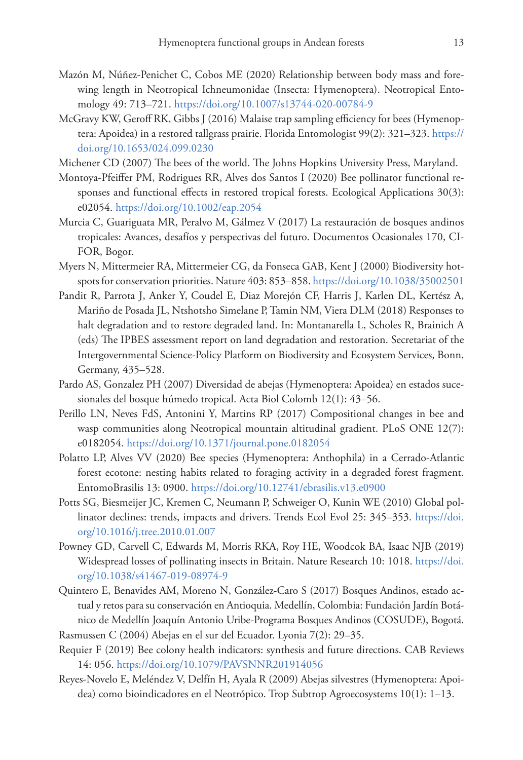Mazón M, Núñez-Penichet C, Cobos ME (2020) Relationship between body mass and forewing length in Neotropical Ichneumonidae (Insecta: Hymenoptera). Neotropical Entomology 49: 713–721. https://doi.org/10.1007/s13744-020-00784-9

McGravy KW, Geroff RK, Gibbs J (2016) Malaise trap sampling efficiency for bees (Hymenoptera: Apoidea) in a restored tallgrass prairie. Florida Entomologist 99(2): 321–323. https://doi.org/10.1653/024.099.0230

Michener CD (2007) The bees of the world. The Johns Hopkins University Press, Maryland.

Montoya-Pfeiffer PM, Rodrigues RR, Alves dos Santos I (2020) Bee pollinator functional responses and functional effects in restored tropical forests. Ecological Applications 30(3): e02054. https://doi.org/10.1002/eap.2054

Murcia C, Guariguata MR, Peralvo M, Gálmez V (2017) La restauración de bosques andinos tropicales: Avances, desafíos y perspectivas del futuro. Documentos Ocasionales 170, CIFOR, Bogor.

Myers N, Mittermeier RA, Mittermeier CG, da Fonseca GAB, Kent J (2000) Biodiversity hotspots for conservation priorities. Nature 403: 853–858. https://doi.org/10.1038/35002501

Pandit R, Parrota J, Anker Y, Coudel E, Diaz Morejón CF, Harris J, Karlen DL, Kertész A, Mariño de Posada JL, Ntshotsho Simelane P, Tamin NM, Viera DLM (2018) Responses to halt degradation and to restore degraded land. In: Montanarella L, Scholes R, Brainich A (eds) The IPBES assessment report on land degradation and restoration. Secretariat of the Intergovernmental Science-Policy Platform on Biodiversity and Ecosystem Services, Bonn, Germany, 435–528.

Pardo AS, Gonzalez PH (2007) Diversidad de abejas (Hymenoptera: Apoidea) en estados sucesionales del bosque húmedo tropical. Acta Biol Colomb 12(1): 43–56.

Perillo LN, Neves FdS, Antonini Y, Martins RP (2017) Compositional changes in bee and wasp communities along Neotropical mountain altitudinal gradient. PLoS ONE 12(7): e0182054. https://doi.org/10.1371/journal.pone.0182054

Polatto LP, Alves VV (2020) Bee species (Hymenoptera: Anthophila) in a Cerrado-Atlantic forest ecotone: nesting habits related to foraging activity in a degraded forest fragment. EntomoBrasilis 13: 0900. https://doi.org/10.12741/ebrasilis.v13.e0900

Potts SG, Biesmeijer JC, Kremen C, Neumann P, Schweiger O, Kunin WE (2010) Global pollinator declines: trends, impacts and drivers. Trends Ecol Evol 25: 345–353. https://doi.org/10.1016/j.tree.2010.01.007

Powney GD, Carvell C, Edwards M, Morris RKA, Roy HE, Woodcock BA, Isaac NJB (2019) Widespread losses of pollinating insects in Britain. Nature Research 10: 1018. https://doi.org/10.1038/s41467-019-08974-9

Quintero E, Benavides AM, Moreno N, González-Caro S (2017) Bosques Andinos, estado actual y retos para su conservación en Antioquia. Medellín, Colombia: Fundación Jardín Botánico de Medellín Joaquín Antonio Uribe-Programa Bosques Andinos (COSUDE), Bogotá.

Rasmussen C (2004) Abejas en el sur del Ecuador. Lyonia 7(2): 29–35.

Requier F (2019) Bee colony health indicators: synthesis and future directions. CAB Reviews 14: 056. https://doi.org/10.1079/PAVSNNR201914056

Reyes-Novelo E, Meléndez V, Delfín H, Ayala R (2009) Abejas silvestres (Hymenoptera: Apoidea) como bioindicadores en el Neotrópico. Trop Subtrop Agroecosystems 10(1): 1–13.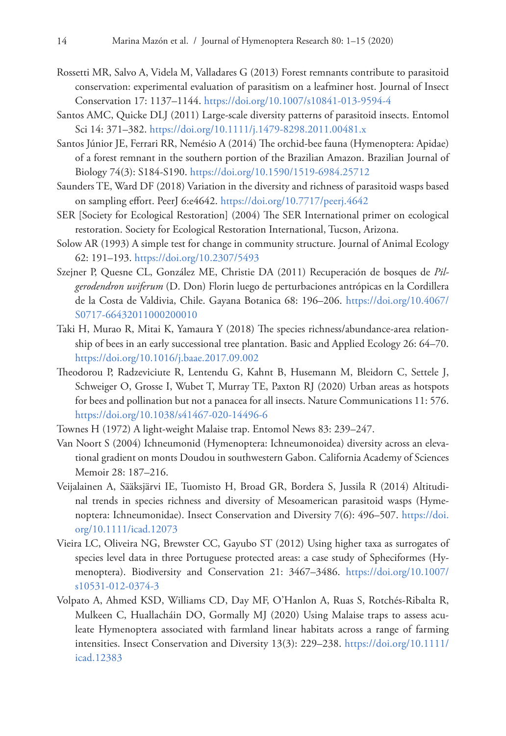Rossetti MR, Salvo A, Videla M, Valladares G (2013) Forest remnants contribute to parasitoid conservation: experimental evaluation of parasitism on a leafminer host. Journal of Insect Conservation 17: 1137–1144. https://doi.org/10.1007/s10841-013-9594-4

Santos AMC, Quicke DLJ (2011) Large-scale diversity patterns of parasitoid insects. Entomol Sci 14: 371–382. https://doi.org/10.1111/j.1479-8298.2011.00481.x

Santos Júnior JE, Ferrari RR, Nemésio A (2014) The orchid-bee fauna (Hymenoptera: Apidae) of a forest remnant in the southern portion of the Brazilian Amazon. Brazilian Journal of Biology 74(3): S184-S190. https://doi.org/10.1590/1519-6984.25712

Saunders TE, Ward DF (2018) Variation in the diversity and richness of parasitoid wasps based on sampling effort. PeerJ 6:e4642. https://doi.org/10.7717/peerj.4642

SER [Society for Ecological Restoration] (2004) The SER International primer on ecological restoration. Society for Ecological Restoration International, Tucson, Arizona.

Solow AR (1993) A simple test for change in community structure. Journal of Animal Ecology 62: 191–193. https://doi.org/10.2307/5493

Szejner P, Quesne CL, González ME, Christie DA (2011) Recuperación de bosques de *Pilgerodendron uviferum* (D. Don) Florin luego de perturbaciones antrópicas en la Cordillera de la Costa de Valdivia, Chile. Gayana Botanica 68: 196–206. https://doi.org/10.4067/S0717-66432011000200010

Taki H, Murao R, Mitai K, Yamaura Y (2018) The species richness/abundance-area relationship of bees in an early successional tree plantation. Basic and Applied Ecology 26: 64–70. https://doi.org/10.1016/j.baae.2017.09.002

Theodorou P, Radzeviciute R, Lentendu G, Kahnt B, Husemann M, Bleidorn C, Settele J, Schweiger O, Grosse I, Wubet T, Murray TE, Paxton RJ (2020) Urban areas as hotspots for bees and pollination but not a panacea for all insects. Nature Communications 11: 576. https://doi.org/10.1038/s41467-020-14496-6

Townes H (1972) A light-weight Malaise trap. Entomol News 83: 239–247.

Van Noort S (2004) Ichneumonid (Hymenoptera: Ichneumonoidea) diversity across an elevational gradient on monts Doudou in southwestern Gabon. California Academy of Sciences Memoir 28: 187–216.

Veijalainen A, Sääksjärvi IE, Tuomisto H, Broad GR, Bordera S, Jussila R (2014) Altitudinal trends in species richness and diversity of Mesoamerican parasitoid wasps (Hymenoptera: Ichneumonidae). Insect Conservation and Diversity 7(6): 496–507. https://doi.org/10.1111/icad.12073

Vieira LC, Oliveira NG, Brewster CC, Gayubo ST (2012) Using higher taxa as surrogates of species level data in three Portuguese protected areas: a case study of Spheciformes (Hymenoptera). Biodiversity and Conservation 21: 3467–3486. https://doi.org/10.1007/s10531-012-0374-3

Volpato A, Ahmed KSD, Williams CD, Day MF, O'Hanlon A, Ruas S, Rotchés-Ribalta R, Mulkeen C, Huallacháin DO, Gormally MJ (2020) Using Malaise traps to assess aculeate Hymenoptera associated with farmland linear habitats across a range of farming intensities. Insect Conservation and Diversity 13(3): 229–238. https://doi.org/10.1111/icad.12383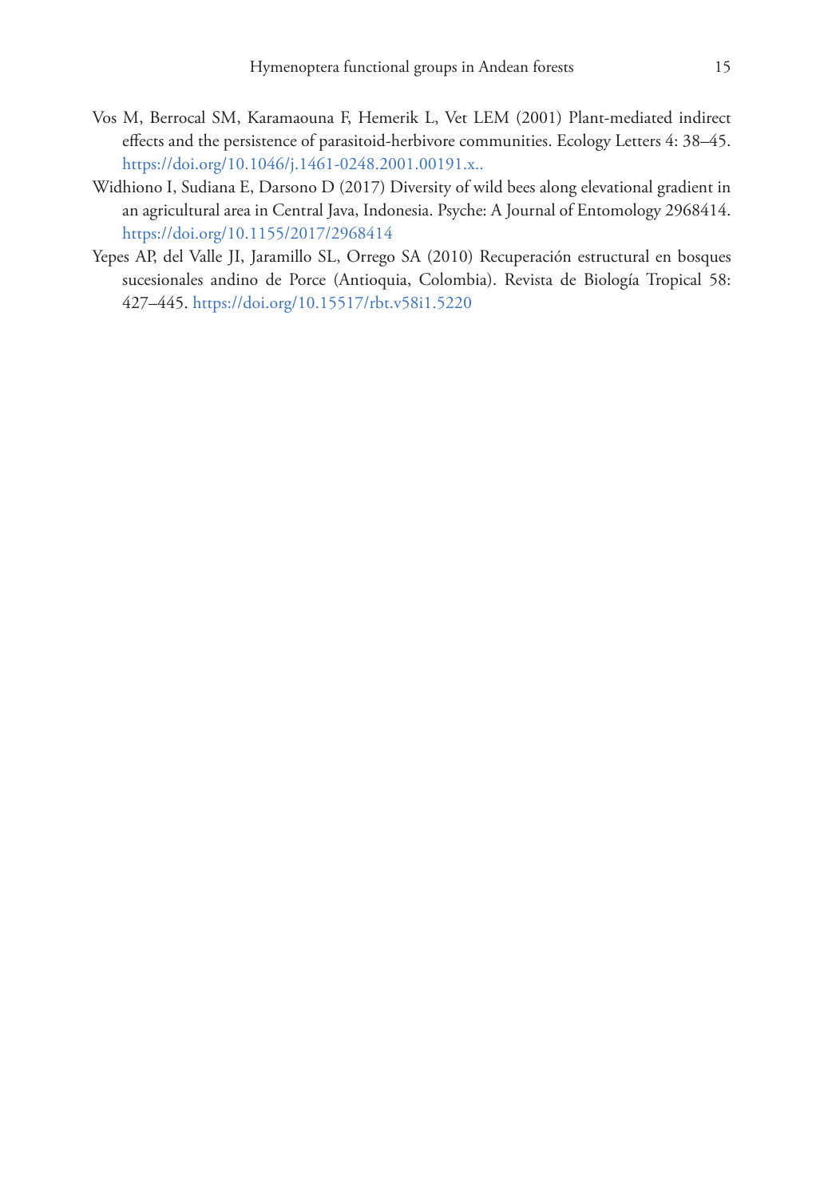Vos M, Berrocal SM, Karamaouna F, Hemerik L, Vet LEM (2001) Plant-mediated indirect effects and the persistence of parasitoid-herbivore communities. Ecology Letters 4: 38–45. https://doi.org/10.1046/j.1461-0248.2001.00191.x..

Widhiono I, Sudiana E, Darsono D (2017) Diversity of wild bees along elevational gradient in an agricultural area in Central Java, Indonesia. Psyche: A Journal of Entomology 2968414. https://doi.org/10.1155/2017/2968414

Yepes AP, del Valle JI, Jaramillo SL, Orrego SA (2010) Recuperación estructural en bosques sucesionales andino de Porce (Antioquia, Colombia). Revista de Biología Tropical 58: 427–445. https://doi.org/10.15517/rbt.v58i1.5220